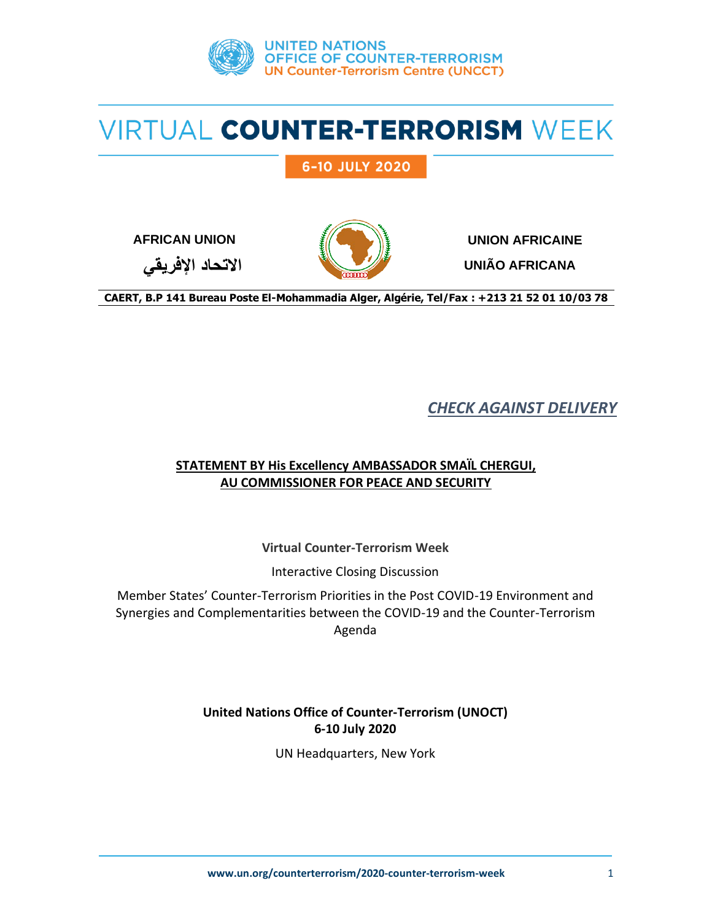UNITED NATIONS
OFFICE OF COUNTER-TERRORISM
UN Counter-Terrorism Centre (UNCCT)

# VIRTUAL COUNTER-TERRORISM WEEK

**6-10 JULY 2020**

**AFRICAN UNION** — **الاتحاد الإفريقي** — **UNION AFRICAINE** — **UNIÃO AFRICANA**

**CAERT, B.P 141 Bureau Poste El-Mohammadia Alger, Algérie, Tel/Fax : +213 21 52 01 10/03 78**

***CHECK AGAINST DELIVERY***

## STATEMENT BY His Excellency AMBASSADOR SMAÏL CHERGUI, AU COMMISSIONER FOR PEACE AND SECURITY

**Virtual Counter-Terrorism Week**

Interactive Closing Discussion

Member States' Counter-Terrorism Priorities in the Post COVID-19 Environment and Synergies and Complementarities between the COVID-19 and the Counter-Terrorism Agenda

**United Nations Office of Counter-Terrorism (UNOCT)**
**6-10 July 2020**

UN Headquarters, New York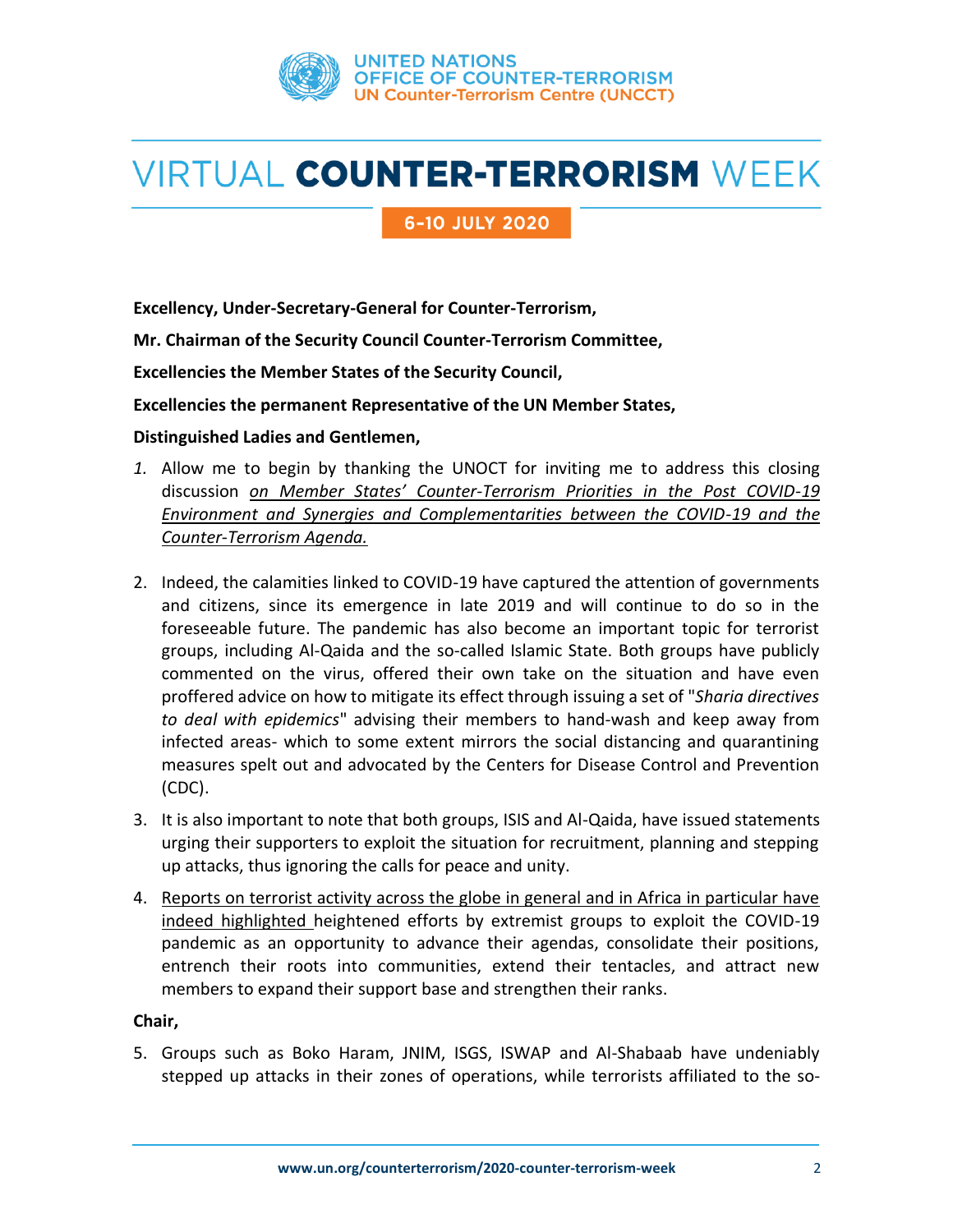**Excellency, Under-Secretary-General for Counter-Terrorism,**

**Mr. Chairman of the Security Council Counter-Terrorism Committee,**

**Excellencies the Member States of the Security Council,**

**Excellencies the permanent Representative of the UN Member States,**

**Distinguished Ladies and Gentlemen,**

1. Allow me to begin by thanking the UNOCT for inviting me to address this closing discussion *on Member States' Counter-Terrorism Priorities in the Post COVID-19 Environment and Synergies and Complementarities between the COVID-19 and the Counter-Terrorism Agenda.*

2. Indeed, the calamities linked to COVID-19 have captured the attention of governments and citizens, since its emergence in late 2019 and will continue to do so in the foreseeable future. The pandemic has also become an important topic for terrorist groups, including Al-Qaida and the so-called Islamic State. Both groups have publicly commented on the virus, offered their own take on the situation and have even proffered advice on how to mitigate its effect through issuing a set of "*Sharia directives to deal with epidemics*" advising their members to hand-wash and keep away from infected areas- which to some extent mirrors the social distancing and quarantining measures spelt out and advocated by the Centers for Disease Control and Prevention (CDC).

3. It is also important to note that both groups, ISIS and Al-Qaida, have issued statements urging their supporters to exploit the situation for recruitment, planning and stepping up attacks, thus ignoring the calls for peace and unity.

4. Reports on terrorist activity across the globe in general and in Africa in particular have indeed highlighted heightened efforts by extremist groups to exploit the COVID-19 pandemic as an opportunity to advance their agendas, consolidate their positions, entrench their roots into communities, extend their tentacles, and attract new members to expand their support base and strengthen their ranks.

**Chair,**

5. Groups such as Boko Haram, JNIM, ISGS, ISWAP and Al-Shabaab have undeniably stepped up attacks in their zones of operations, while terrorists affiliated to the so-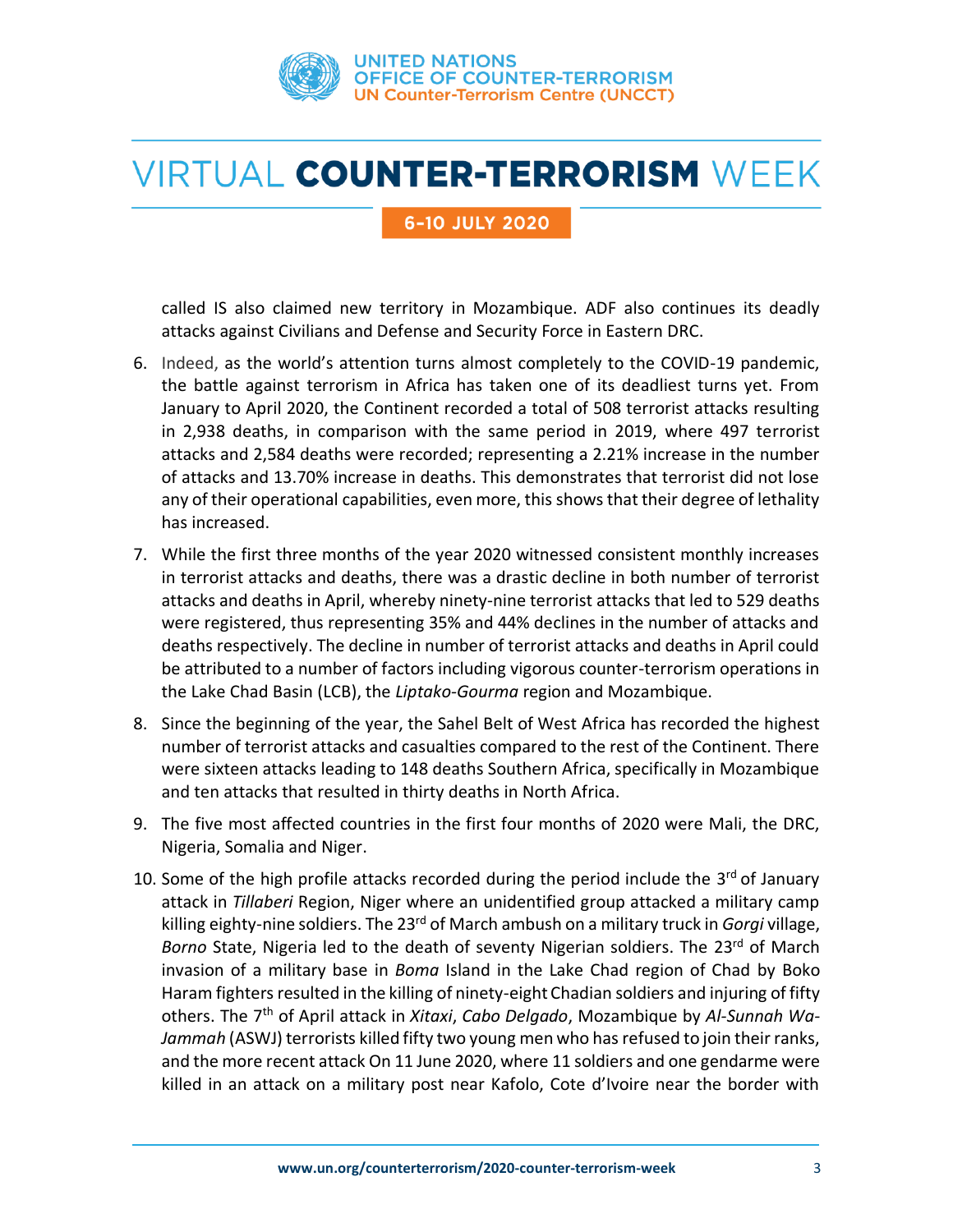called IS also claimed new territory in Mozambique. ADF also continues its deadly attacks against Civilians and Defense and Security Force in Eastern DRC.

6. Indeed, as the world's attention turns almost completely to the COVID-19 pandemic, the battle against terrorism in Africa has taken one of its deadliest turns yet. From January to April 2020, the Continent recorded a total of 508 terrorist attacks resulting in 2,938 deaths, in comparison with the same period in 2019, where 497 terrorist attacks and 2,584 deaths were recorded; representing a 2.21% increase in the number of attacks and 13.70% increase in deaths. This demonstrates that terrorist did not lose any of their operational capabilities, even more, this shows that their degree of lethality has increased.

7. While the first three months of the year 2020 witnessed consistent monthly increases in terrorist attacks and deaths, there was a drastic decline in both number of terrorist attacks and deaths in April, whereby ninety-nine terrorist attacks that led to 529 deaths were registered, thus representing 35% and 44% declines in the number of attacks and deaths respectively. The decline in number of terrorist attacks and deaths in April could be attributed to a number of factors including vigorous counter-terrorism operations in the Lake Chad Basin (LCB), the *Liptako-Gourma* region and Mozambique.

8. Since the beginning of the year, the Sahel Belt of West Africa has recorded the highest number of terrorist attacks and casualties compared to the rest of the Continent. There were sixteen attacks leading to 148 deaths Southern Africa, specifically in Mozambique and ten attacks that resulted in thirty deaths in North Africa.

9. The five most affected countries in the first four months of 2020 were Mali, the DRC, Nigeria, Somalia and Niger.

10. Some of the high profile attacks recorded during the period include the 3rd of January attack in *Tillaberi* Region, Niger where an unidentified group attacked a military camp killing eighty-nine soldiers. The 23rd of March ambush on a military truck in *Gorgi* village, *Borno* State, Nigeria led to the death of seventy Nigerian soldiers. The 23rd of March invasion of a military base in *Boma* Island in the Lake Chad region of Chad by Boko Haram fighters resulted in the killing of ninety-eight Chadian soldiers and injuring of fifty others. The 7th of April attack in *Xitaxi*, *Cabo Delgado*, Mozambique by *Al-Sunnah Wa-Jammah* (ASWJ) terrorists killed fifty two young men who has refused to join their ranks, and the more recent attack On 11 June 2020, where 11 soldiers and one gendarme were killed in an attack on a military post near Kafolo, Cote d'Ivoire near the border with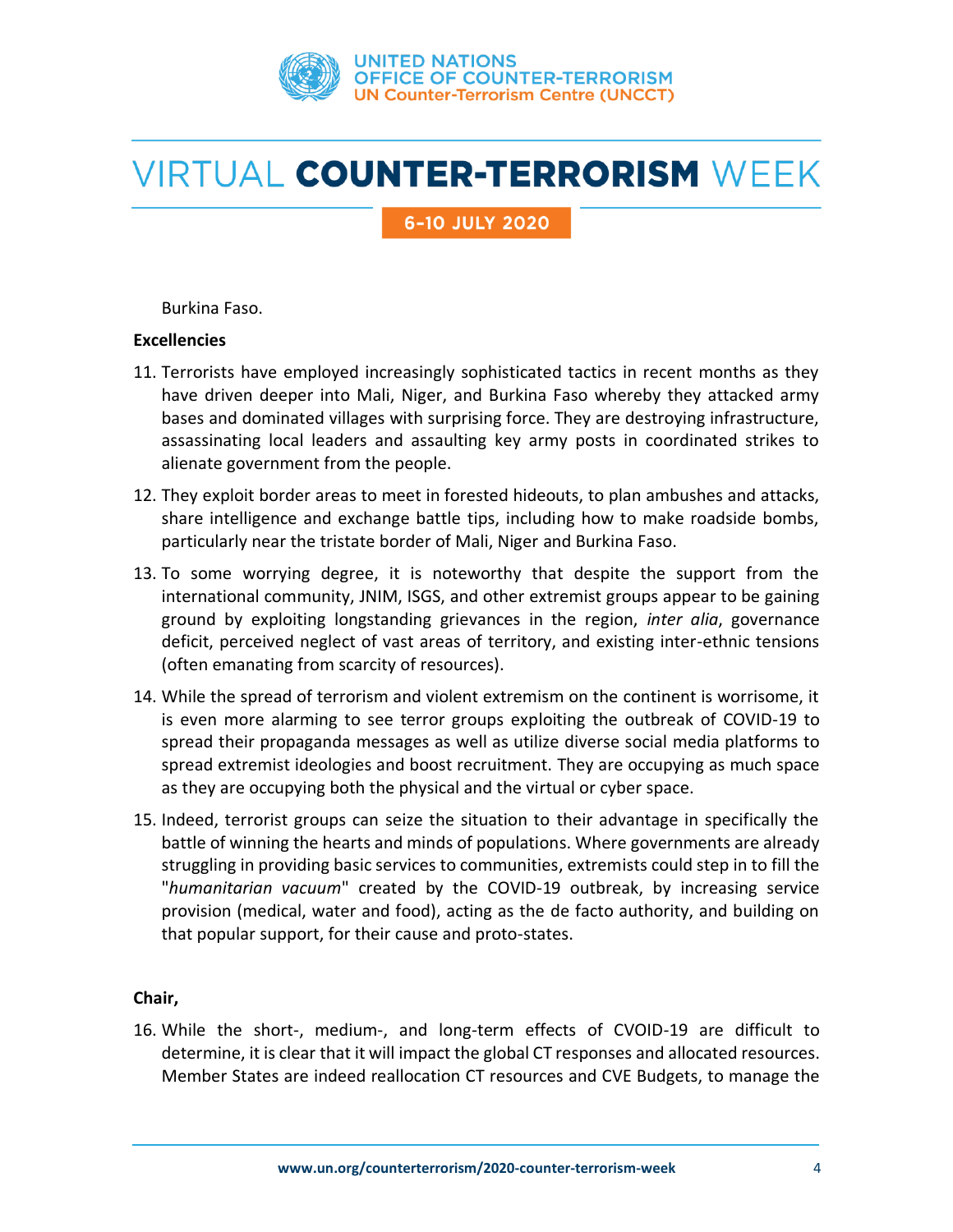Burkina Faso.

**Excellencies**

11. Terrorists have employed increasingly sophisticated tactics in recent months as they have driven deeper into Mali, Niger, and Burkina Faso whereby they attacked army bases and dominated villages with surprising force. They are destroying infrastructure, assassinating local leaders and assaulting key army posts in coordinated strikes to alienate government from the people.

12. They exploit border areas to meet in forested hideouts, to plan ambushes and attacks, share intelligence and exchange battle tips, including how to make roadside bombs, particularly near the tristate border of Mali, Niger and Burkina Faso.

13. To some worrying degree, it is noteworthy that despite the support from the international community, JNIM, ISGS, and other extremist groups appear to be gaining ground by exploiting longstanding grievances in the region, *inter alia*, governance deficit, perceived neglect of vast areas of territory, and existing inter-ethnic tensions (often emanating from scarcity of resources).

14. While the spread of terrorism and violent extremism on the continent is worrisome, it is even more alarming to see terror groups exploiting the outbreak of COVID-19 to spread their propaganda messages as well as utilize diverse social media platforms to spread extremist ideologies and boost recruitment. They are occupying as much space as they are occupying both the physical and the virtual or cyber space.

15. Indeed, terrorist groups can seize the situation to their advantage in specifically the battle of winning the hearts and minds of populations. Where governments are already struggling in providing basic services to communities, extremists could step in to fill the "*humanitarian vacuum*" created by the COVID-19 outbreak, by increasing service provision (medical, water and food), acting as the de facto authority, and building on that popular support, for their cause and proto-states.

**Chair,**

16. While the short-, medium-, and long-term effects of CVOID-19 are difficult to determine, it is clear that it will impact the global CT responses and allocated resources. Member States are indeed reallocation CT resources and CVE Budgets, to manage the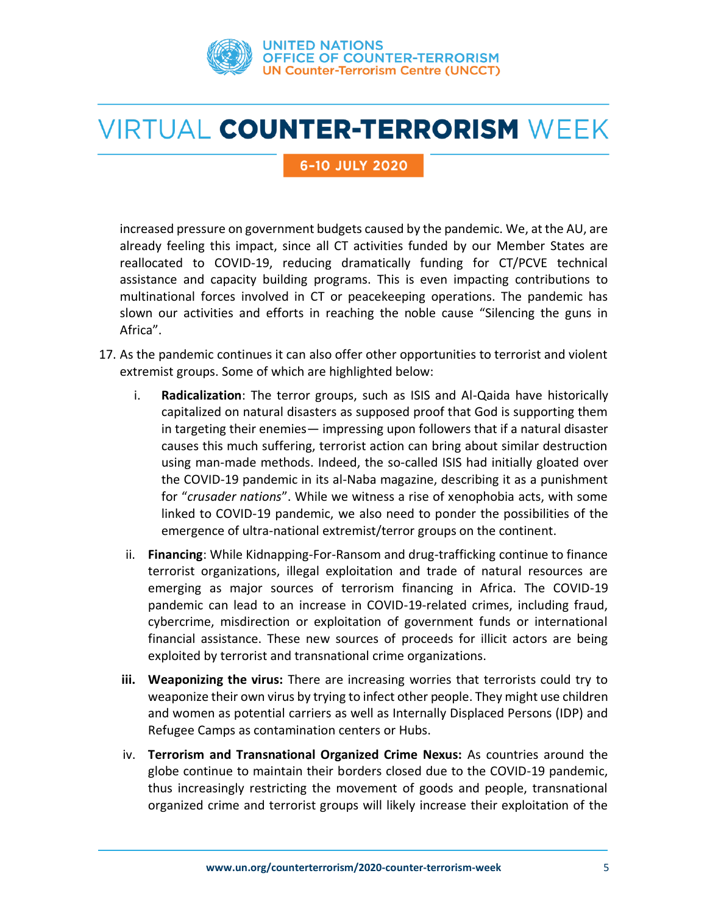increased pressure on government budgets caused by the pandemic. We, at the AU, are already feeling this impact, since all CT activities funded by our Member States are reallocated to COVID-19, reducing dramatically funding for CT/PCVE technical assistance and capacity building programs. This is even impacting contributions to multinational forces involved in CT or peacekeeping operations. The pandemic has slown our activities and efforts in reaching the noble cause "Silencing the guns in Africa".

17. As the pandemic continues it can also offer other opportunities to terrorist and violent extremist groups. Some of which are highlighted below:

    i. **Radicalization**: The terror groups, such as ISIS and Al-Qaida have historically capitalized on natural disasters as supposed proof that God is supporting them in targeting their enemies— impressing upon followers that if a natural disaster causes this much suffering, terrorist action can bring about similar destruction using man-made methods. Indeed, the so-called ISIS had initially gloated over the COVID-19 pandemic in its al-Naba magazine, describing it as a punishment for "*crusader nations*". While we witness a rise of xenophobia acts, with some linked to COVID-19 pandemic, we also need to ponder the possibilities of the emergence of ultra-national extremist/terror groups on the continent.

    ii. **Financing**: While Kidnapping-For-Ransom and drug-trafficking continue to finance terrorist organizations, illegal exploitation and trade of natural resources are emerging as major sources of terrorism financing in Africa. The COVID-19 pandemic can lead to an increase in COVID-19-related crimes, including fraud, cybercrime, misdirection or exploitation of government funds or international financial assistance. These new sources of proceeds for illicit actors are being exploited by terrorist and transnational crime organizations.

    **iii.** **Weaponizing the virus:** There are increasing worries that terrorists could try to weaponize their own virus by trying to infect other people. They might use children and women as potential carriers as well as Internally Displaced Persons (IDP) and Refugee Camps as contamination centers or Hubs.

    iv. **Terrorism and Transnational Organized Crime Nexus:** As countries around the globe continue to maintain their borders closed due to the COVID-19 pandemic, thus increasingly restricting the movement of goods and people, transnational organized crime and terrorist groups will likely increase their exploitation of the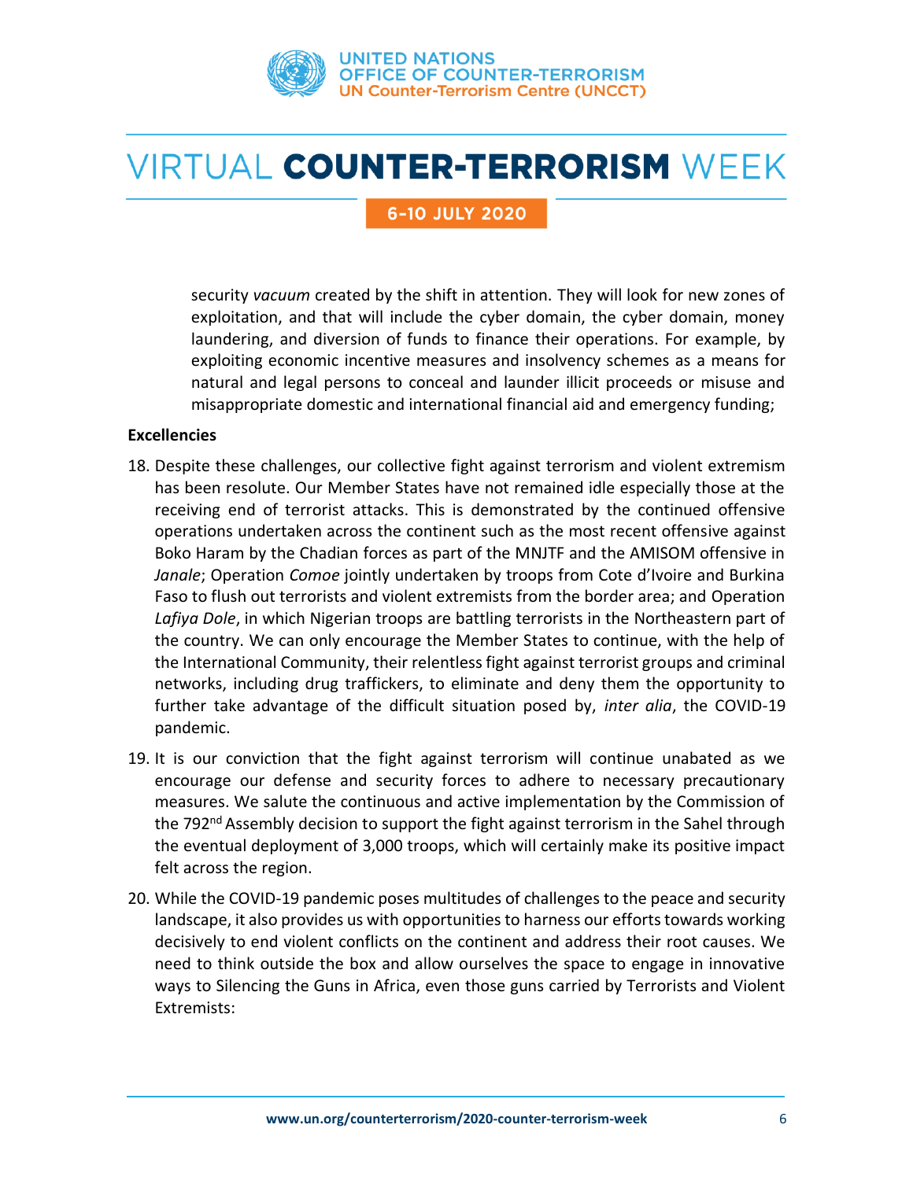security *vacuum* created by the shift in attention. They will look for new zones of exploitation, and that will include the cyber domain, the cyber domain, money laundering, and diversion of funds to finance their operations. For example, by exploiting economic incentive measures and insolvency schemes as a means for natural and legal persons to conceal and launder illicit proceeds or misuse and misappropriate domestic and international financial aid and emergency funding;

**Excellencies**

18. Despite these challenges, our collective fight against terrorism and violent extremism has been resolute. Our Member States have not remained idle especially those at the receiving end of terrorist attacks. This is demonstrated by the continued offensive operations undertaken across the continent such as the most recent offensive against Boko Haram by the Chadian forces as part of the MNJTF and the AMISOM offensive in *Janale*; Operation *Comoe* jointly undertaken by troops from Cote d'Ivoire and Burkina Faso to flush out terrorists and violent extremists from the border area; and Operation *Lafiya Dole*, in which Nigerian troops are battling terrorists in the Northeastern part of the country. We can only encourage the Member States to continue, with the help of the International Community, their relentless fight against terrorist groups and criminal networks, including drug traffickers, to eliminate and deny them the opportunity to further take advantage of the difficult situation posed by, *inter alia*, the COVID-19 pandemic.

19. It is our conviction that the fight against terrorism will continue unabated as we encourage our defense and security forces to adhere to necessary precautionary measures. We salute the continuous and active implementation by the Commission of the 792nd Assembly decision to support the fight against terrorism in the Sahel through the eventual deployment of 3,000 troops, which will certainly make its positive impact felt across the region.

20. While the COVID-19 pandemic poses multitudes of challenges to the peace and security landscape, it also provides us with opportunities to harness our efforts towards working decisively to end violent conflicts on the continent and address their root causes. We need to think outside the box and allow ourselves the space to engage in innovative ways to Silencing the Guns in Africa, even those guns carried by Terrorists and Violent Extremists: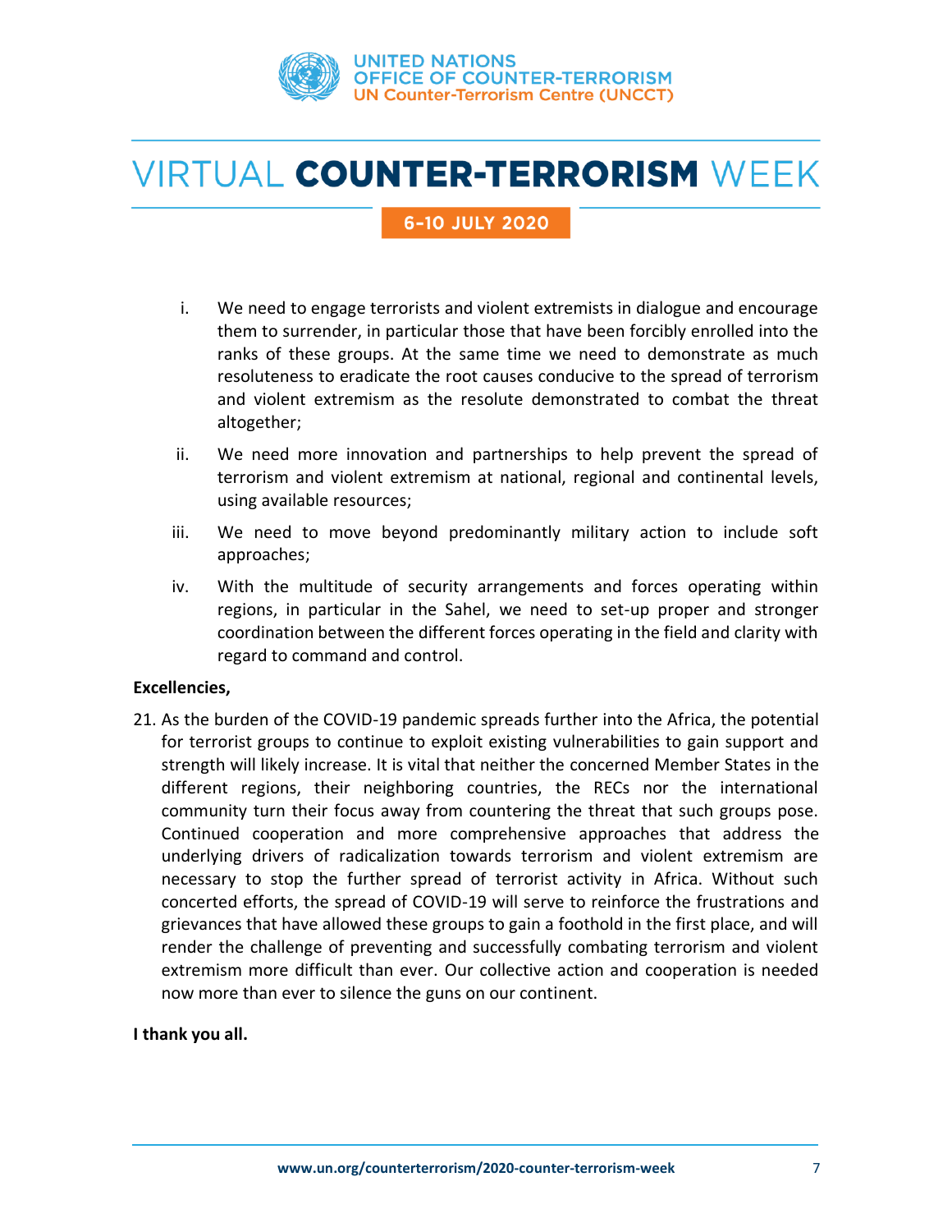i. We need to engage terrorists and violent extremists in dialogue and encourage them to surrender, in particular those that have been forcibly enrolled into the ranks of these groups. At the same time we need to demonstrate as much resoluteness to eradicate the root causes conducive to the spread of terrorism and violent extremism as the resolute demonstrated to combat the threat altogether;

ii. We need more innovation and partnerships to help prevent the spread of terrorism and violent extremism at national, regional and continental levels, using available resources;

iii. We need to move beyond predominantly military action to include soft approaches;

iv. With the multitude of security arrangements and forces operating within regions, in particular in the Sahel, we need to set-up proper and stronger coordination between the different forces operating in the field and clarity with regard to command and control.

**Excellencies,**

21. As the burden of the COVID-19 pandemic spreads further into the Africa, the potential for terrorist groups to continue to exploit existing vulnerabilities to gain support and strength will likely increase. It is vital that neither the concerned Member States in the different regions, their neighboring countries, the RECs nor the international community turn their focus away from countering the threat that such groups pose. Continued cooperation and more comprehensive approaches that address the underlying drivers of radicalization towards terrorism and violent extremism are necessary to stop the further spread of terrorist activity in Africa. Without such concerted efforts, the spread of COVID-19 will serve to reinforce the frustrations and grievances that have allowed these groups to gain a foothold in the first place, and will render the challenge of preventing and successfully combating terrorism and violent extremism more difficult than ever. Our collective action and cooperation is needed now more than ever to silence the guns on our continent.

**I thank you all.**